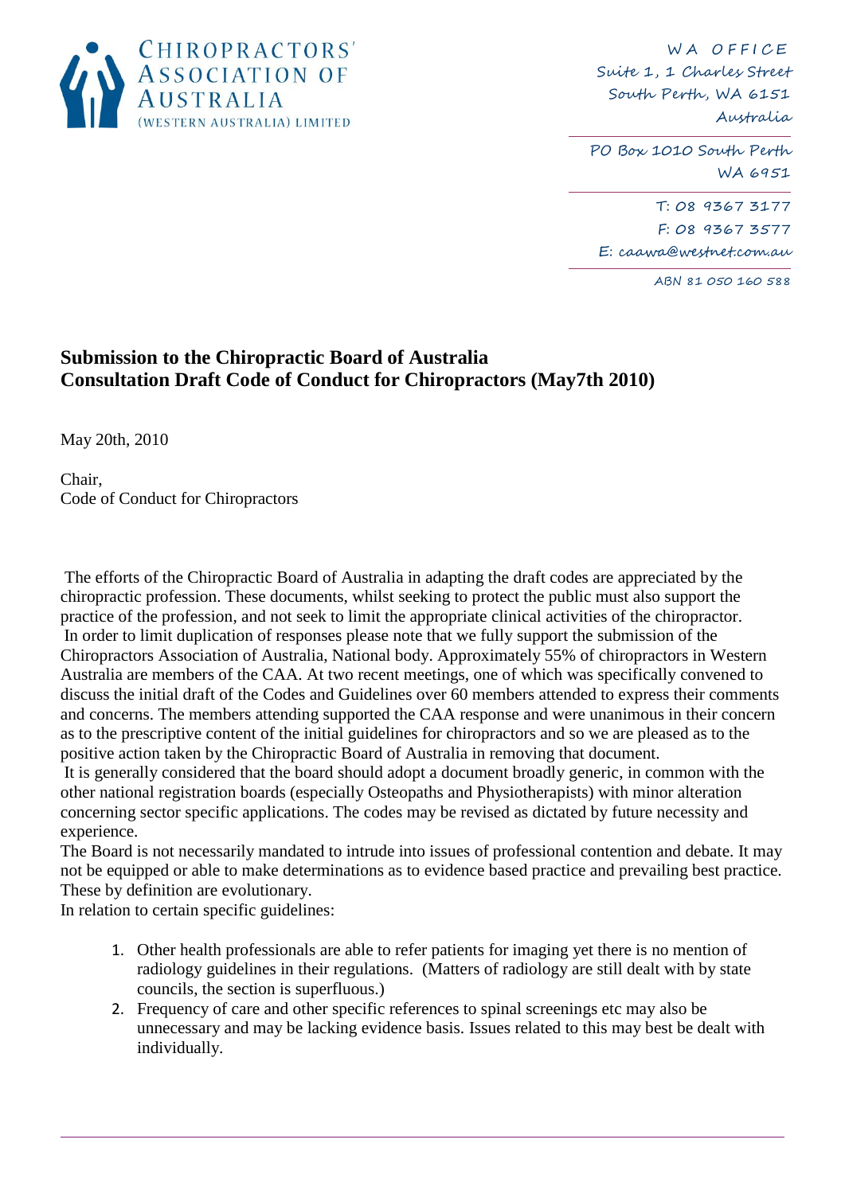CHIROPRACTORS' ASSOCIATION OF AUSTRALIA (WESTERN AUSTRALIA) LIMITED

WA OFFICE
Suite 1, 1 Charles Street
South Perth, WA 6151
Australia

PO Box 1010 South Perth
WA 6951

T: 08 9367 3177
F: 08 9367 3577
E: caawa@westnet.com.au

ABN 81 050 160 588

## Submission to the Chiropractic Board of Australia
## Consultation Draft Code of Conduct for Chiropractors (May7th 2010)

May 20th, 2010

Chair,
Code of Conduct for Chiropractors

The efforts of the Chiropractic Board of Australia in adapting the draft codes are appreciated by the chiropractic profession. These documents, whilst seeking to protect the public must also support the practice of the profession, and not seek to limit the appropriate clinical activities of the chiropractor.
In order to limit duplication of responses please note that we fully support the submission of the Chiropractors Association of Australia, National body. Approximately 55% of chiropractors in Western Australia are members of the CAA. At two recent meetings, one of which was specifically convened to discuss the initial draft of the Codes and Guidelines over 60 members attended to express their comments and concerns. The members attending supported the CAA response and were unanimous in their concern as to the prescriptive content of the initial guidelines for chiropractors and so we are pleased as to the positive action taken by the Chiropractic Board of Australia in removing that document.
It is generally considered that the board should adopt a document broadly generic, in common with the other national registration boards (especially Osteopaths and Physiotherapists) with minor alteration concerning sector specific applications. The codes may be revised as dictated by future necessity and experience.
The Board is not necessarily mandated to intrude into issues of professional contention and debate. It may not be equipped or able to make determinations as to evidence based practice and prevailing best practice. These by definition are evolutionary.
In relation to certain specific guidelines:

1. Other health professionals are able to refer patients for imaging yet there is no mention of radiology guidelines in their regulations. (Matters of radiology are still dealt with by state councils, the section is superfluous.)
2. Frequency of care and other specific references to spinal screenings etc may also be unnecessary and may be lacking evidence basis. Issues related to this may best be dealt with individually.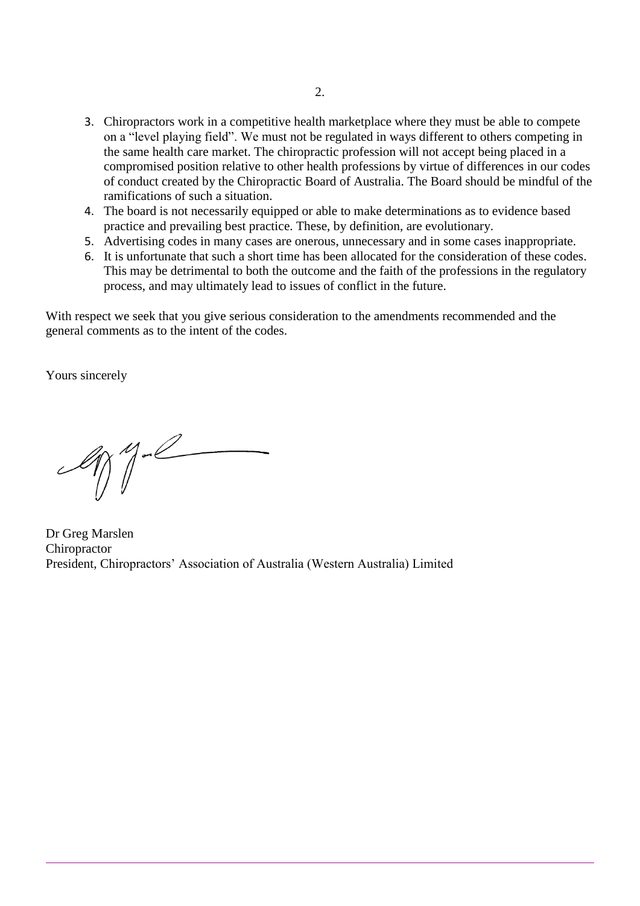3. Chiropractors work in a competitive health marketplace where they must be able to compete on a "level playing field". We must not be regulated in ways different to others competing in the same health care market. The chiropractic profession will not accept being placed in a compromised position relative to other health professions by virtue of differences in our codes of conduct created by the Chiropractic Board of Australia. The Board should be mindful of the ramifications of such a situation.
4. The board is not necessarily equipped or able to make determinations as to evidence based practice and prevailing best practice. These, by definition, are evolutionary.
5. Advertising codes in many cases are onerous, unnecessary and in some cases inappropriate.
6. It is unfortunate that such a short time has been allocated for the consideration of these codes. This may be detrimental to both the outcome and the faith of the professions in the regulatory process, and may ultimately lead to issues of conflict in the future.

With respect we seek that you give serious consideration to the amendments recommended and the general comments as to the intent of the codes.

Yours sincerely

Dr Greg Marslen
Chiropractor
President, Chiropractors' Association of Australia (Western Australia) Limited